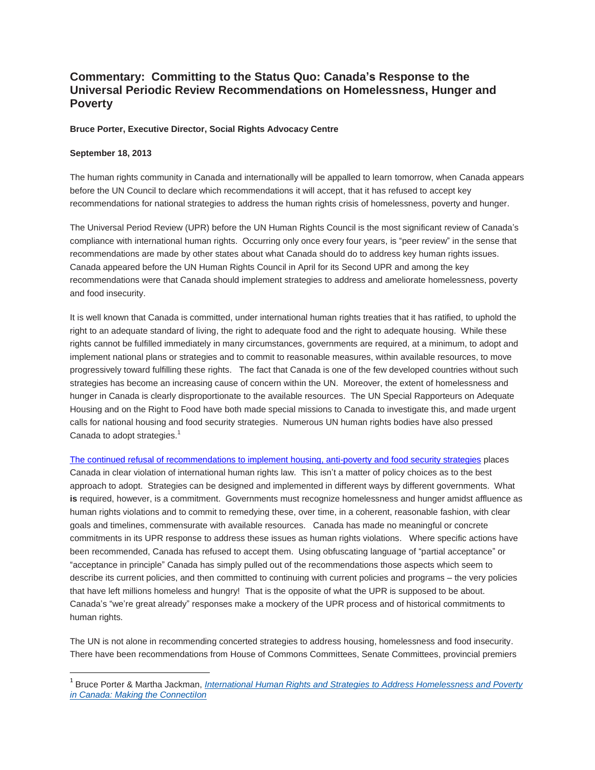# Commentary: Committing to the Status Quo: Canada's Response to the Universal Periodic Review Recommendations on Homelessness, Hunger and Poverty

**Bruce Porter, Executive Director, Social Rights Advocacy Centre**

**September 18, 2013**

The human rights community in Canada and internationally will be appalled to learn tomorrow, when Canada appears before the UN Council to declare which recommendations it will accept, that it has refused to accept key recommendations for national strategies to address the human rights crisis of homelessness, poverty and hunger.

The Universal Period Review (UPR) before the UN Human Rights Council is the most significant review of Canada's compliance with international human rights. Occurring only once every four years, is "peer review" in the sense that recommendations are made by other states about what Canada should do to address key human rights issues. Canada appeared before the UN Human Rights Council in April for its Second UPR and among the key recommendations were that Canada should implement strategies to address and ameliorate homelessness, poverty and food insecurity.

It is well known that Canada is committed, under international human rights treaties that it has ratified, to uphold the right to an adequate standard of living, the right to adequate food and the right to adequate housing. While these rights cannot be fulfilled immediately in many circumstances, governments are required, at a minimum, to adopt and implement national plans or strategies and to commit to reasonable measures, within available resources, to move progressively toward fulfilling these rights. The fact that Canada is one of the few developed countries without such strategies has become an increasing cause of concern within the UN. Moreover, the extent of homelessness and hunger in Canada is clearly disproportionate to the available resources. The UN Special Rapporteurs on Adequate Housing and on the Right to Food have both made special missions to Canada to investigate this, and made urgent calls for national housing and food security strategies. Numerous UN human rights bodies have also pressed Canada to adopt strategies.[1]

The continued refusal of recommendations to implement housing, anti-poverty and food security strategies places Canada in clear violation of international human rights law. This isn't a matter of policy choices as to the best approach to adopt. Strategies can be designed and implemented in different ways by different governments. What **is** required, however, is a commitment. Governments must recognize homelessness and hunger amidst affluence as human rights violations and to commit to remedying these, over time, in a coherent, reasonable fashion, with clear goals and timelines, commensurate with available resources. Canada has made no meaningful or concrete commitments in its UPR response to address these issues as human rights violations. Where specific actions have been recommended, Canada has refused to accept them. Using obfuscating language of "partial acceptance" or "acceptance in principle" Canada has simply pulled out of the recommendations those aspects which seem to describe its current policies, and then committed to continuing with current policies and programs – the very policies that have left millions homeless and hungry! That is the opposite of what the UPR is supposed to be about. Canada's "we're great already" responses make a mockery of the UPR process and of historical commitments to human rights.

The UN is not alone in recommending concerted strategies to address housing, homelessness and food insecurity. There have been recommendations from House of Commons Committees, Senate Committees, provincial premiers

---

[1] Bruce Porter & Martha Jackman, *International Human Rights and Strategies to Address Homelessness and Poverty in Canada: Making the Connectilon*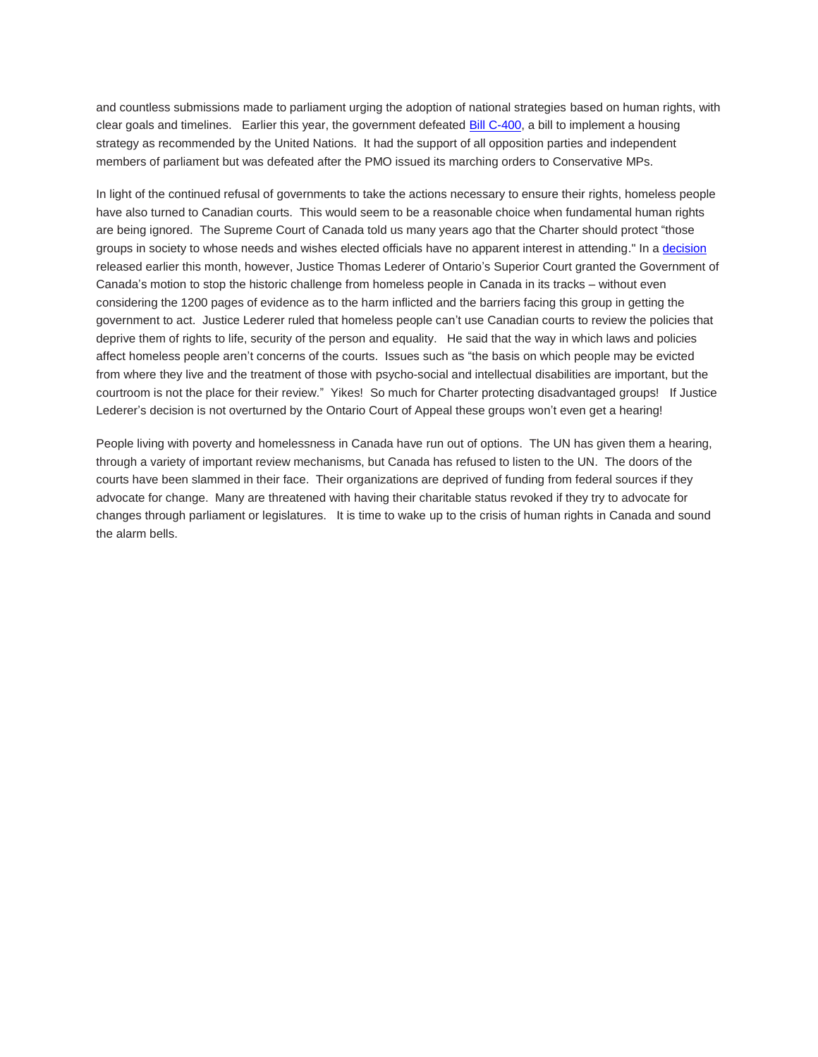and countless submissions made to parliament urging the adoption of national strategies based on human rights, with clear goals and timelines. Earlier this year, the government defeated [Bill C-400](), a bill to implement a housing strategy as recommended by the United Nations. It had the support of all opposition parties and independent members of parliament but was defeated after the PMO issued its marching orders to Conservative MPs.

In light of the continued refusal of governments to take the actions necessary to ensure their rights, homeless people have also turned to Canadian courts. This would seem to be a reasonable choice when fundamental human rights are being ignored. The Supreme Court of Canada told us many years ago that the Charter should protect "those groups in society to whose needs and wishes elected officials have no apparent interest in attending." In a [decision]() released earlier this month, however, Justice Thomas Lederer of Ontario's Superior Court granted the Government of Canada's motion to stop the historic challenge from homeless people in Canada in its tracks – without even considering the 1200 pages of evidence as to the harm inflicted and the barriers facing this group in getting the government to act. Justice Lederer ruled that homeless people can't use Canadian courts to review the policies that deprive them of rights to life, security of the person and equality. He said that the way in which laws and policies affect homeless people aren't concerns of the courts. Issues such as "the basis on which people may be evicted from where they live and the treatment of those with psycho-social and intellectual disabilities are important, but the courtroom is not the place for their review." Yikes! So much for Charter protecting disadvantaged groups! If Justice Lederer's decision is not overturned by the Ontario Court of Appeal these groups won't even get a hearing!

People living with poverty and homelessness in Canada have run out of options. The UN has given them a hearing, through a variety of important review mechanisms, but Canada has refused to listen to the UN. The doors of the courts have been slammed in their face. Their organizations are deprived of funding from federal sources if they advocate for change. Many are threatened with having their charitable status revoked if they try to advocate for changes through parliament or legislatures. It is time to wake up to the crisis of human rights in Canada and sound the alarm bells.